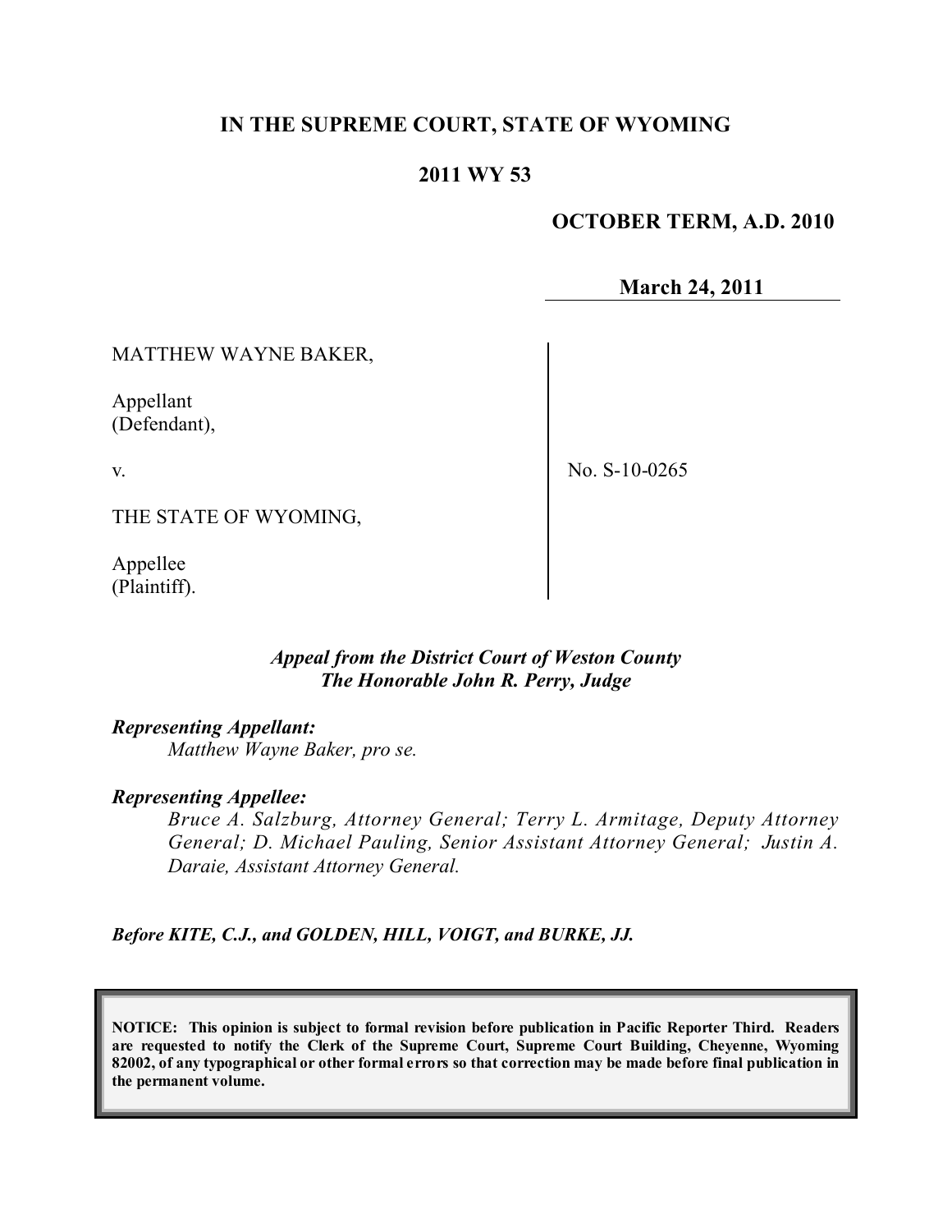# IN THE SUPREME COURT, STATE OF WYOMING

## 2011 WY 53

**OCTOBER TERM, A.D. 2010**

**March 24, 2011**

| | |
|---|---|
| MATTHEW WAYNE BAKER,<br><br>Appellant<br>(Defendant),<br><br>v.<br><br>THE STATE OF WYOMING,<br><br>Appellee<br>(Plaintiff). | No. S-10-0265 |

***Appeal from the District Court of Weston County***
***The Honorable John R. Perry, Judge***

***Representing Appellant:***

*Matthew Wayne Baker, pro se.*

***Representing Appellee:***

*Bruce A. Salzburg, Attorney General; Terry L. Armitage, Deputy Attorney General; D. Michael Pauling, Senior Assistant Attorney General; Justin A. Daraie, Assistant Attorney General.*

***Before KITE, C.J., and GOLDEN, HILL, VOIGT, and BURKE, JJ.***

**NOTICE: This opinion is subject to formal revision before publication in Pacific Reporter Third. Readers are requested to notify the Clerk of the Supreme Court, Supreme Court Building, Cheyenne, Wyoming 82002, of any typographical or other formal errors so that correction may be made before final publication in the permanent volume.**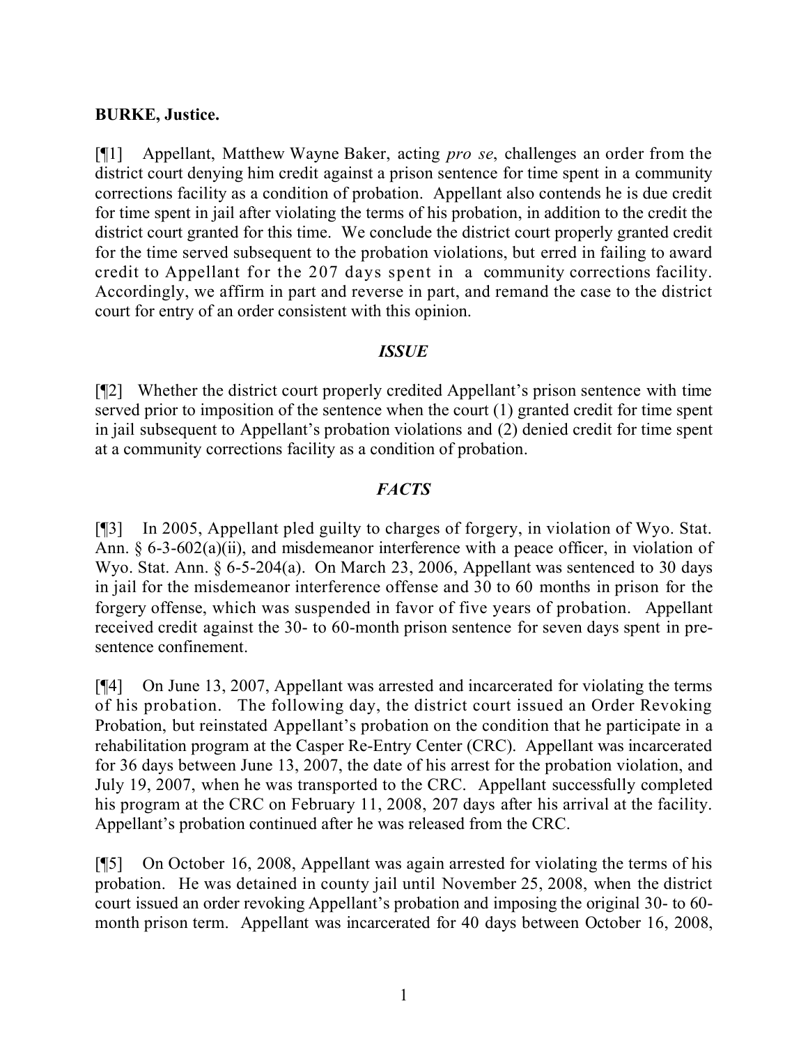**BURKE, Justice.**

[¶1] Appellant, Matthew Wayne Baker, acting *pro se*, challenges an order from the district court denying him credit against a prison sentence for time spent in a community corrections facility as a condition of probation. Appellant also contends he is due credit for time spent in jail after violating the terms of his probation, in addition to the credit the district court granted for this time. We conclude the district court properly granted credit for the time served subsequent to the probation violations, but erred in failing to award credit to Appellant for the 207 days spent in a community corrections facility. Accordingly, we affirm in part and reverse in part, and remand the case to the district court for entry of an order consistent with this opinion.

## *ISSUE*

[¶2] Whether the district court properly credited Appellant's prison sentence with time served prior to imposition of the sentence when the court (1) granted credit for time spent in jail subsequent to Appellant's probation violations and (2) denied credit for time spent at a community corrections facility as a condition of probation.

## *FACTS*

[¶3] In 2005, Appellant pled guilty to charges of forgery, in violation of Wyo. Stat. Ann. § 6-3-602(a)(ii), and misdemeanor interference with a peace officer, in violation of Wyo. Stat. Ann. § 6-5-204(a). On March 23, 2006, Appellant was sentenced to 30 days in jail for the misdemeanor interference offense and 30 to 60 months in prison for the forgery offense, which was suspended in favor of five years of probation. Appellant received credit against the 30- to 60-month prison sentence for seven days spent in pre-sentence confinement.

[¶4] On June 13, 2007, Appellant was arrested and incarcerated for violating the terms of his probation. The following day, the district court issued an Order Revoking Probation, but reinstated Appellant's probation on the condition that he participate in a rehabilitation program at the Casper Re-Entry Center (CRC). Appellant was incarcerated for 36 days between June 13, 2007, the date of his arrest for the probation violation, and July 19, 2007, when he was transported to the CRC. Appellant successfully completed his program at the CRC on February 11, 2008, 207 days after his arrival at the facility. Appellant's probation continued after he was released from the CRC.

[¶5] On October 16, 2008, Appellant was again arrested for violating the terms of his probation. He was detained in county jail until November 25, 2008, when the district court issued an order revoking Appellant's probation and imposing the original 30- to 60-month prison term. Appellant was incarcerated for 40 days between October 16, 2008,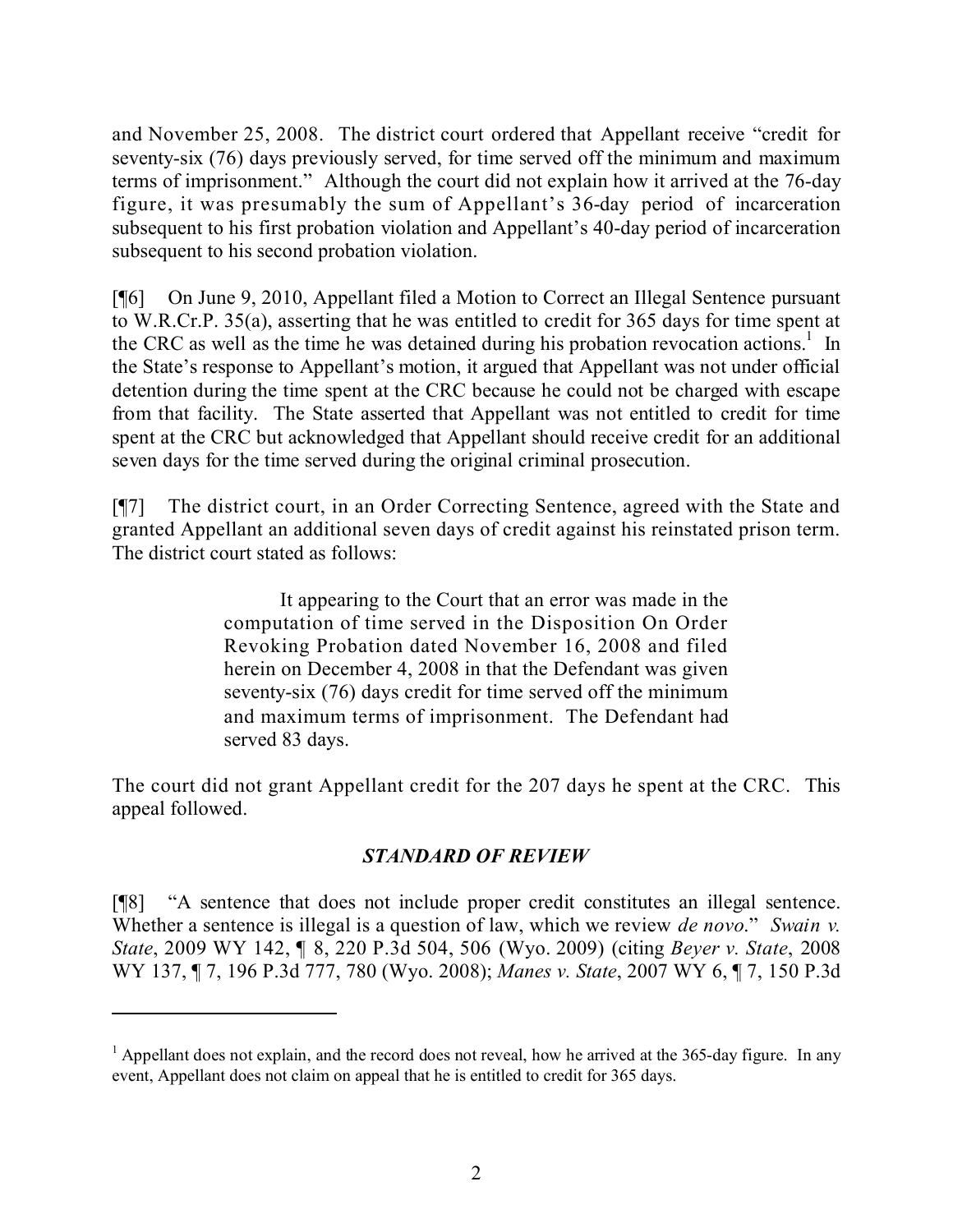and November 25, 2008. The district court ordered that Appellant receive "credit for seventy-six (76) days previously served, for time served off the minimum and maximum terms of imprisonment." Although the court did not explain how it arrived at the 76-day figure, it was presumably the sum of Appellant's 36-day period of incarceration subsequent to his first probation violation and Appellant's 40-day period of incarceration subsequent to his second probation violation.

[¶6] On June 9, 2010, Appellant filed a Motion to Correct an Illegal Sentence pursuant to W.R.Cr.P. 35(a), asserting that he was entitled to credit for 365 days for time spent at the CRC as well as the time he was detained during his probation revocation actions.[1] In the State's response to Appellant's motion, it argued that Appellant was not under official detention during the time spent at the CRC because he could not be charged with escape from that facility. The State asserted that Appellant was not entitled to credit for time spent at the CRC but acknowledged that Appellant should receive credit for an additional seven days for the time served during the original criminal prosecution.

[¶7] The district court, in an Order Correcting Sentence, agreed with the State and granted Appellant an additional seven days of credit against his reinstated prison term. The district court stated as follows:

> It appearing to the Court that an error was made in the computation of time served in the Disposition On Order Revoking Probation dated November 16, 2008 and filed herein on December 4, 2008 in that the Defendant was given seventy-six (76) days credit for time served off the minimum and maximum terms of imprisonment. The Defendant had served 83 days.

The court did not grant Appellant credit for the 207 days he spent at the CRC. This appeal followed.

### *STANDARD OF REVIEW*

[¶8] "A sentence that does not include proper credit constitutes an illegal sentence. Whether a sentence is illegal is a question of law, which we review *de novo*." *Swain v. State*, 2009 WY 142, ¶ 8, 220 P.3d 504, 506 (Wyo. 2009) (citing *Beyer v. State*, 2008 WY 137, ¶ 7, 196 P.3d 777, 780 (Wyo. 2008); *Manes v. State*, 2007 WY 6, ¶ 7, 150 P.3d

---

[1] Appellant does not explain, and the record does not reveal, how he arrived at the 365-day figure. In any event, Appellant does not claim on appeal that he is entitled to credit for 365 days.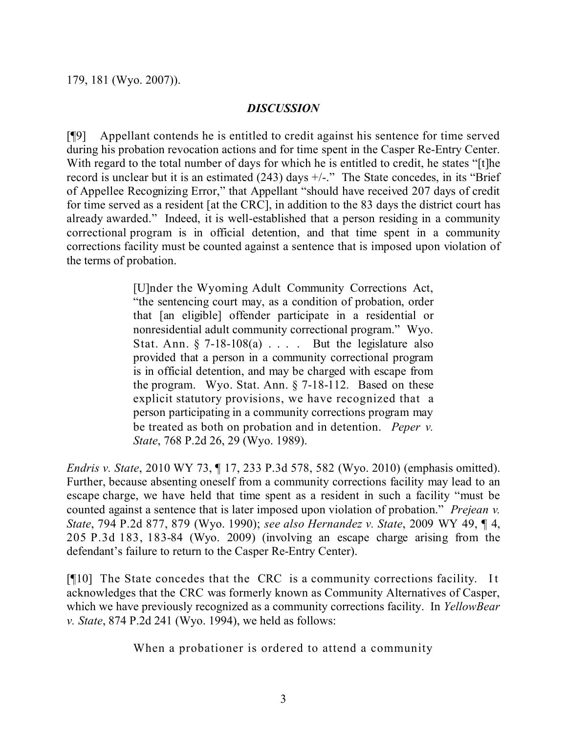179, 181 (Wyo. 2007)).

## *DISCUSSION*

[¶9] Appellant contends he is entitled to credit against his sentence for time served during his probation revocation actions and for time spent in the Casper Re-Entry Center. With regard to the total number of days for which he is entitled to credit, he states "[t]he record is unclear but it is an estimated (243) days +/-." The State concedes, in its "Brief of Appellee Recognizing Error," that Appellant "should have received 207 days of credit for time served as a resident [at the CRC], in addition to the 83 days the district court has already awarded." Indeed, it is well-established that a person residing in a community correctional program is in official detention, and that time spent in a community corrections facility must be counted against a sentence that is imposed upon violation of the terms of probation.

> [U]nder the Wyoming Adult Community Corrections Act, "the sentencing court may, as a condition of probation, order that [an eligible] offender participate in a residential or nonresidential adult community correctional program." Wyo. Stat. Ann. § 7-18-108(a) . . . . But the legislature also provided that a person in a community correctional program is in official detention, and may be charged with escape from the program. Wyo. Stat. Ann. § 7-18-112. Based on these explicit statutory provisions, we have recognized that a person participating in a community corrections program may be treated as both on probation and in detention. *Peper v. State*, 768 P.2d 26, 29 (Wyo. 1989).

*Endris v. State*, 2010 WY 73, ¶ 17, 233 P.3d 578, 582 (Wyo. 2010) (emphasis omitted). Further, because absenting oneself from a community corrections facility may lead to an escape charge, we have held that time spent as a resident in such a facility "must be counted against a sentence that is later imposed upon violation of probation." *Prejean v. State*, 794 P.2d 877, 879 (Wyo. 1990); *see also Hernandez v. State*, 2009 WY 49, ¶ 4, 205 P.3d 183, 183-84 (Wyo. 2009) (involving an escape charge arising from the defendant's failure to return to the Casper Re-Entry Center).

[¶10] The State concedes that the CRC is a community corrections facility. It acknowledges that the CRC was formerly known as Community Alternatives of Casper, which we have previously recognized as a community corrections facility. In *YellowBear v. State*, 874 P.2d 241 (Wyo. 1994), we held as follows:

> When a probationer is ordered to attend a community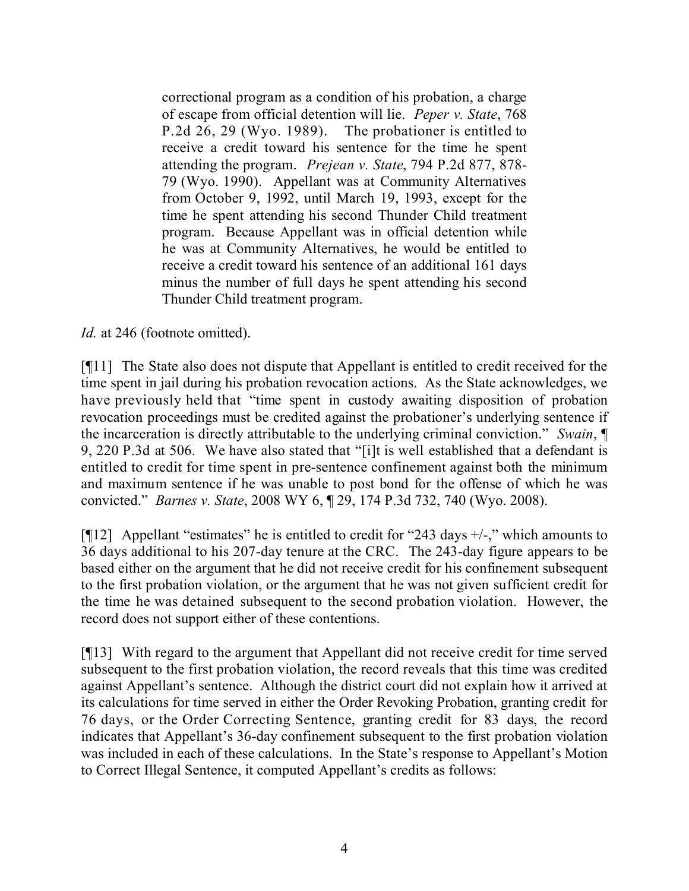> correctional program as a condition of his probation, a charge of escape from official detention will lie. *Peper v. State*, 768 P.2d 26, 29 (Wyo. 1989). The probationer is entitled to receive a credit toward his sentence for the time he spent attending the program. *Prejean v. State*, 794 P.2d 877, 878-79 (Wyo. 1990). Appellant was at Community Alternatives from October 9, 1992, until March 19, 1993, except for the time he spent attending his second Thunder Child treatment program. Because Appellant was in official detention while he was at Community Alternatives, he would be entitled to receive a credit toward his sentence of an additional 161 days minus the number of full days he spent attending his second Thunder Child treatment program.

*Id.* at 246 (footnote omitted).

[¶11] The State also does not dispute that Appellant is entitled to credit received for the time spent in jail during his probation revocation actions. As the State acknowledges, we have previously held that "time spent in custody awaiting disposition of probation revocation proceedings must be credited against the probationer's underlying sentence if the incarceration is directly attributable to the underlying criminal conviction." *Swain*, ¶ 9, 220 P.3d at 506. We have also stated that "[i]t is well established that a defendant is entitled to credit for time spent in pre-sentence confinement against both the minimum and maximum sentence if he was unable to post bond for the offense of which he was convicted." *Barnes v. State*, 2008 WY 6, ¶ 29, 174 P.3d 732, 740 (Wyo. 2008).

[¶12] Appellant "estimates" he is entitled to credit for "243 days +/-," which amounts to 36 days additional to his 207-day tenure at the CRC. The 243-day figure appears to be based either on the argument that he did not receive credit for his confinement subsequent to the first probation violation, or the argument that he was not given sufficient credit for the time he was detained subsequent to the second probation violation. However, the record does not support either of these contentions.

[¶13] With regard to the argument that Appellant did not receive credit for time served subsequent to the first probation violation, the record reveals that this time was credited against Appellant's sentence. Although the district court did not explain how it arrived at its calculations for time served in either the Order Revoking Probation, granting credit for 76 days, or the Order Correcting Sentence, granting credit for 83 days, the record indicates that Appellant's 36-day confinement subsequent to the first probation violation was included in each of these calculations. In the State's response to Appellant's Motion to Correct Illegal Sentence, it computed Appellant's credits as follows: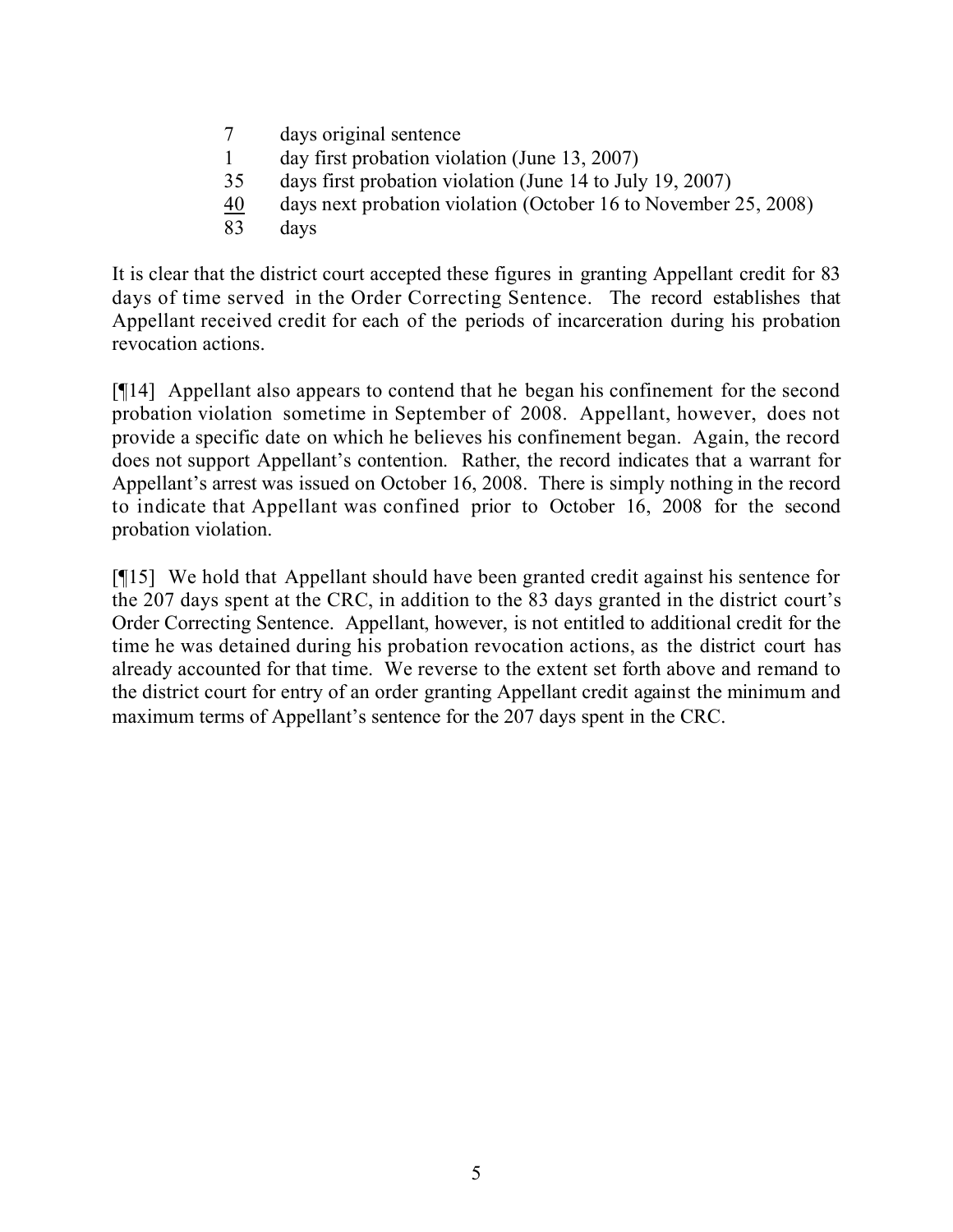| | |
|---|---|
| 7 | days original sentence |
| 1 | day first probation violation (June 13, 2007) |
| 35 | days first probation violation (June 14 to July 19, 2007) |
| 40 | days next probation violation (October 16 to November 25, 2008) |
| 83 | days |

It is clear that the district court accepted these figures in granting Appellant credit for 83 days of time served in the Order Correcting Sentence. The record establishes that Appellant received credit for each of the periods of incarceration during his probation revocation actions.

[¶14] Appellant also appears to contend that he began his confinement for the second probation violation sometime in September of 2008. Appellant, however, does not provide a specific date on which he believes his confinement began. Again, the record does not support Appellant's contention. Rather, the record indicates that a warrant for Appellant's arrest was issued on October 16, 2008. There is simply nothing in the record to indicate that Appellant was confined prior to October 16, 2008 for the second probation violation.

[¶15] We hold that Appellant should have been granted credit against his sentence for the 207 days spent at the CRC, in addition to the 83 days granted in the district court's Order Correcting Sentence. Appellant, however, is not entitled to additional credit for the time he was detained during his probation revocation actions, as the district court has already accounted for that time. We reverse to the extent set forth above and remand to the district court for entry of an order granting Appellant credit against the minimum and maximum terms of Appellant's sentence for the 207 days spent in the CRC.